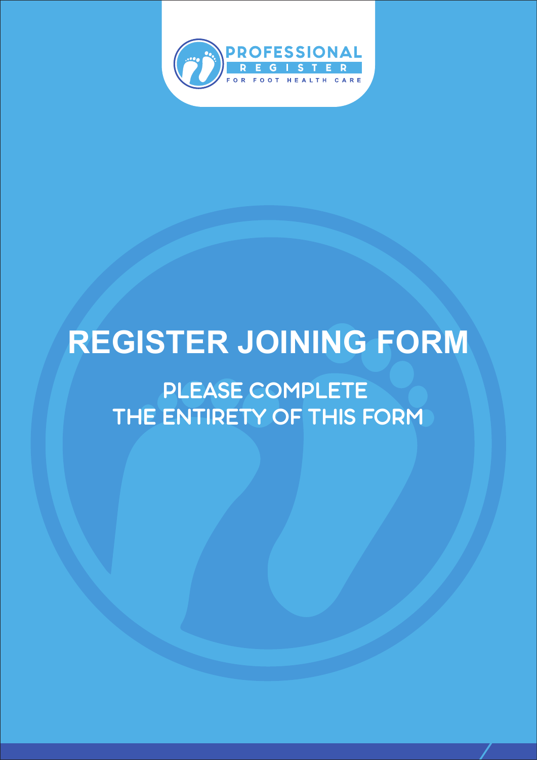PROFESSIONAL REGISTER FOR FOOT HEALTH CARE

# REGISTER JOINING FORM

## PLEASE COMPLETE THE ENTIRETY OF THIS FORM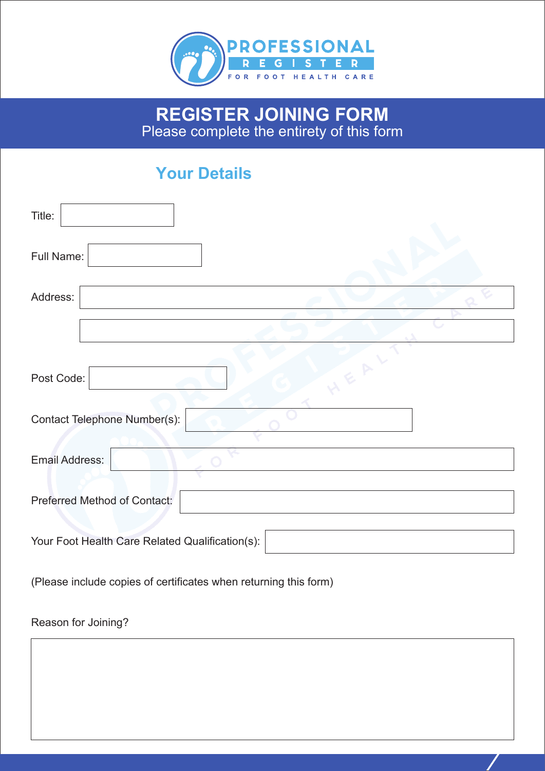PROFESSIONAL REGISTER FOR FOOT HEALTH CARE

# REGISTER JOINING FORM

Please complete the entirety of this form

## Your Details

Title:

Full Name:

Address:

Post Code:

Contact Telephone Number(s):

Email Address:

Preferred Method of Contact:

Your Foot Health Care Related Qualification(s):

(Please include copies of certificates when returning this form)

Reason for Joining?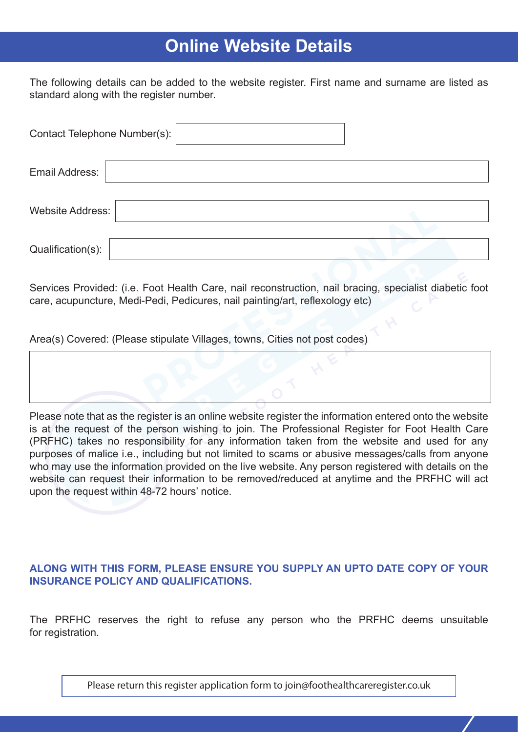# Online Website Details

The following details can be added to the website register. First name and surname are listed as standard along with the register number.

Contact Telephone Number(s):

Email Address:

Website Address:

Qualification(s):

Services Provided: (i.e. Foot Health Care, nail reconstruction, nail bracing, specialist diabetic foot care, acupuncture, Medi-Pedi, Pedicures, nail painting/art, reflexology etc)

Area(s) Covered: (Please stipulate Villages, towns, Cities not post codes)

Please note that as the register is an online website register the information entered onto the website is at the request of the person wishing to join. The Professional Register for Foot Health Care (PRFHC) takes no responsibility for any information taken from the website and used for any purposes of malice i.e., including but not limited to scams or abusive messages/calls from anyone who may use the information provided on the live website. Any person registered with details on the website can request their information to be removed/reduced at anytime and the PRFHC will act upon the request within 48-72 hours' notice.

**ALONG WITH THIS FORM, PLEASE ENSURE YOU SUPPLY AN UPTO DATE COPY OF YOUR INSURANCE POLICY AND QUALIFICATIONS.**

The PRFHC reserves the right to refuse any person who the PRFHC deems unsuitable for registration.

Please return this register application form to join@foothealthcareregister.co.uk